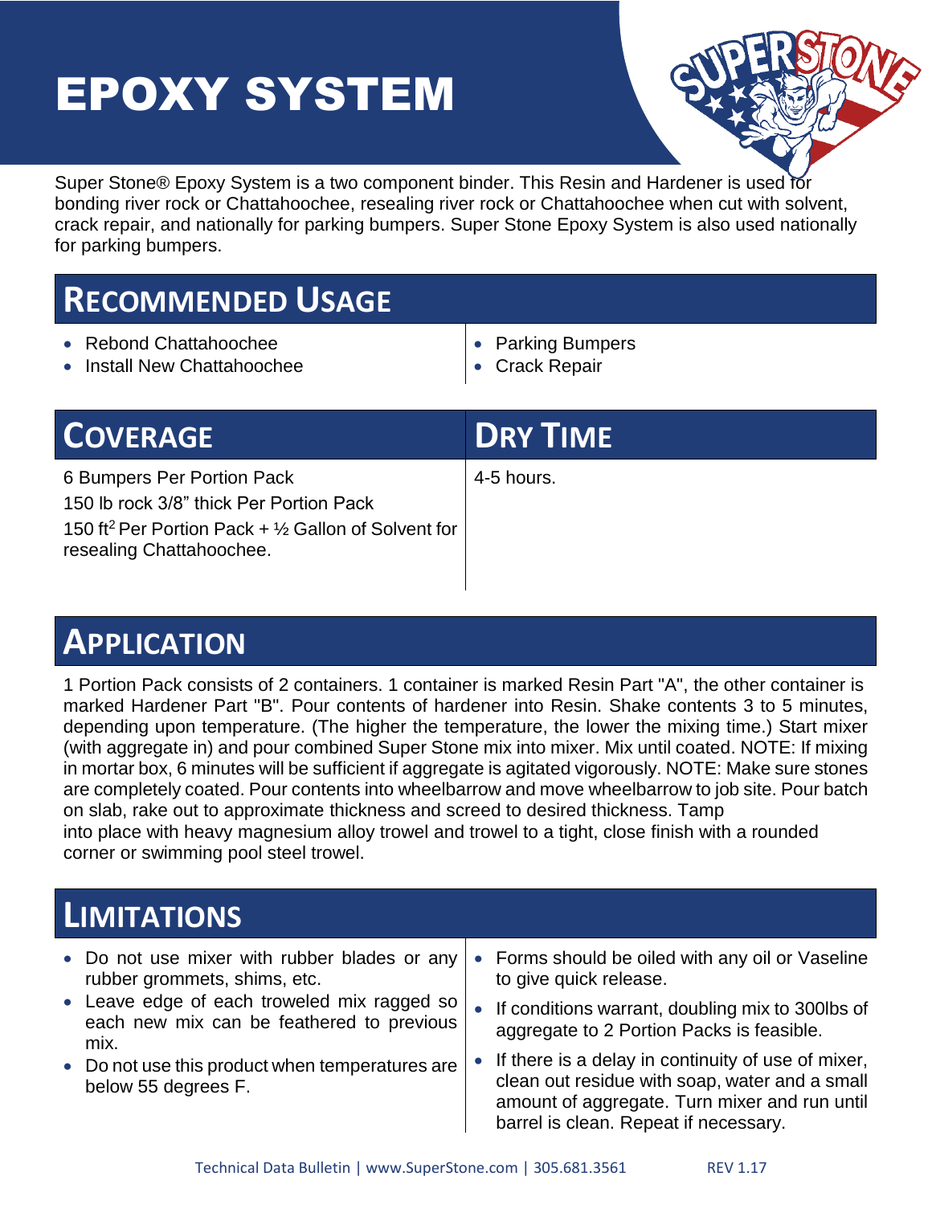# EPOXY SYSTEM

Super Stone® Epoxy System is a two component binder. This Resin and Hardener is used for bonding river rock or Chattahoochee, resealing river rock or Chattahoochee when cut with solvent, crack repair, and nationally for parking bumpers. Super Stone Epoxy System is also used nationally for parking bumpers.

## RECOMMENDED USAGE

- Rebond Chattahoochee
- Install New Chattahoochee
- Parking Bumpers
- Crack Repair

## COVERAGE

6 Bumpers Per Portion Pack

150 lb rock 3/8" thick Per Portion Pack

150 ft$^2$ Per Portion Pack + ½ Gallon of Solvent for resealing Chattahoochee.

## DRY TIME

4-5 hours.

## APPLICATION

1 Portion Pack consists of 2 containers. 1 container is marked Resin Part "A", the other container is marked Hardener Part "B". Pour contents of hardener into Resin. Shake contents 3 to 5 minutes, depending upon temperature. (The higher the temperature, the lower the mixing time.) Start mixer (with aggregate in) and pour combined Super Stone mix into mixer. Mix until coated. NOTE: If mixing in mortar box, 6 minutes will be sufficient if aggregate is agitated vigorously. NOTE: Make sure stones are completely coated. Pour contents into wheelbarrow and move wheelbarrow to job site. Pour batch on slab, rake out to approximate thickness and screed to desired thickness. Tamp into place with heavy magnesium alloy trowel and trowel to a tight, close finish with a rounded corner or swimming pool steel trowel.

## LIMITATIONS

- Do not use mixer with rubber blades or any rubber grommets, shims, etc.
- Leave edge of each troweled mix ragged so each new mix can be feathered to previous mix.
- Do not use this product when temperatures are below 55 degrees F.
- Forms should be oiled with any oil or Vaseline to give quick release.
- If conditions warrant, doubling mix to 300lbs of aggregate to 2 Portion Packs is feasible.
- If there is a delay in continuity of use of mixer, clean out residue with soap, water and a small amount of aggregate. Turn mixer and run until barrel is clean. Repeat if necessary.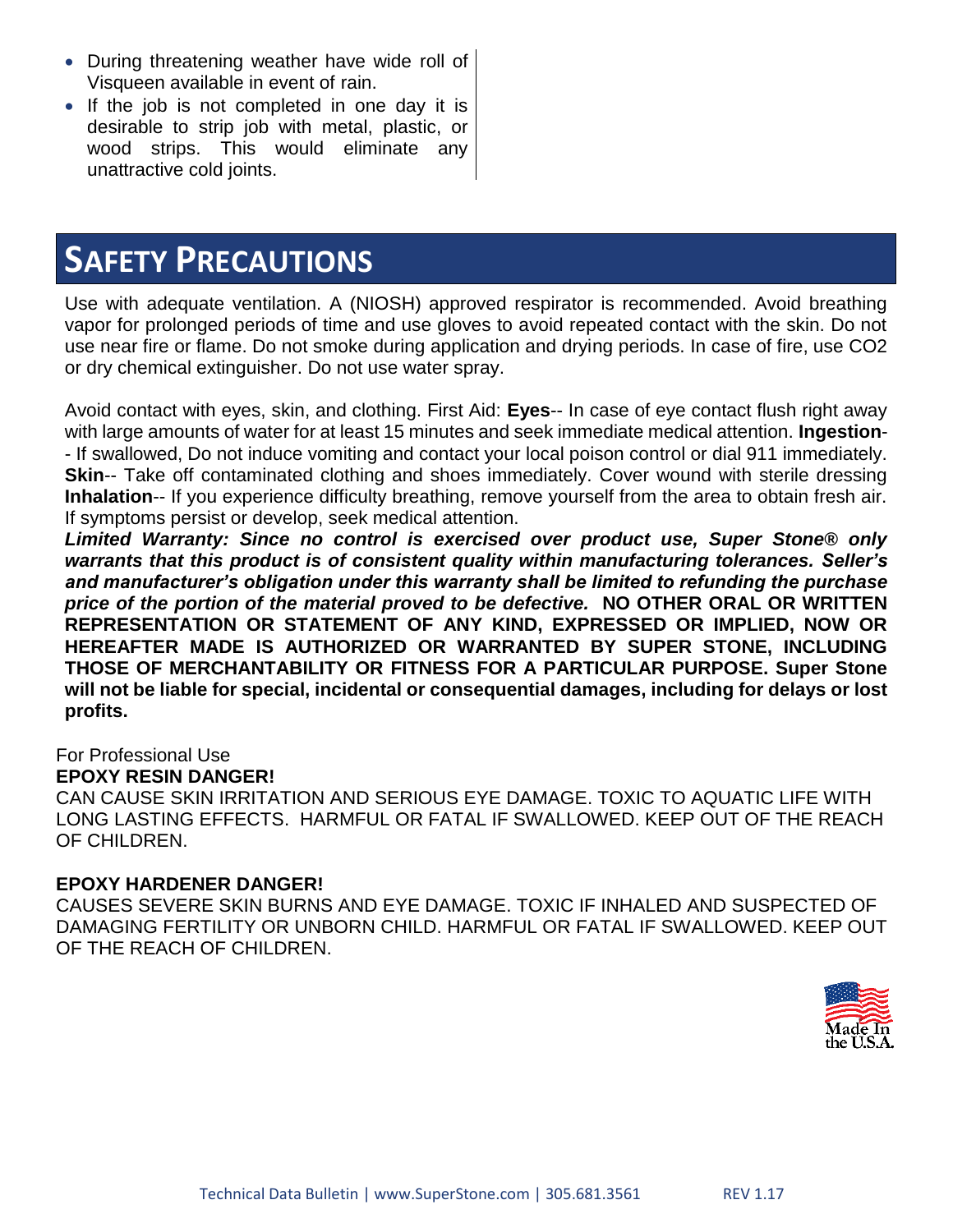- During threatening weather have wide roll of Visqueen available in event of rain.
- If the job is not completed in one day it is desirable to strip job with metal, plastic, or wood strips. This would eliminate any unattractive cold joints.

# SAFETY PRECAUTIONS

Use with adequate ventilation. A (NIOSH) approved respirator is recommended. Avoid breathing vapor for prolonged periods of time and use gloves to avoid repeated contact with the skin. Do not use near fire or flame. Do not smoke during application and drying periods. In case of fire, use CO2 or dry chemical extinguisher. Do not use water spray.

Avoid contact with eyes, skin, and clothing. First Aid: **Eyes**-- In case of eye contact flush right away with large amounts of water for at least 15 minutes and seek immediate medical attention. **Ingestion**-- If swallowed, Do not induce vomiting and contact your local poison control or dial 911 immediately. **Skin**-- Take off contaminated clothing and shoes immediately. Cover wound with sterile dressing **Inhalation**-- If you experience difficulty breathing, remove yourself from the area to obtain fresh air. If symptoms persist or develop, seek medical attention.

***Limited Warranty: Since no control is exercised over product use, Super Stone® only warrants that this product is of consistent quality within manufacturing tolerances. Seller's and manufacturer's obligation under this warranty shall be limited to refunding the purchase price of the portion of the material proved to be defective.*** **NO OTHER ORAL OR WRITTEN REPRESENTATION OR STATEMENT OF ANY KIND, EXPRESSED OR IMPLIED, NOW OR HEREAFTER MADE IS AUTHORIZED OR WARRANTED BY SUPER STONE, INCLUDING THOSE OF MERCHANTABILITY OR FITNESS FOR A PARTICULAR PURPOSE. Super Stone will not be liable for special, incidental or consequential damages, including for delays or lost profits.**

For Professional Use

**EPOXY RESIN DANGER!**

CAN CAUSE SKIN IRRITATION AND SERIOUS EYE DAMAGE. TOXIC TO AQUATIC LIFE WITH LONG LASTING EFFECTS. HARMFUL OR FATAL IF SWALLOWED. KEEP OUT OF THE REACH OF CHILDREN.

**EPOXY HARDENER DANGER!**

CAUSES SEVERE SKIN BURNS AND EYE DAMAGE. TOXIC IF INHALED AND SUSPECTED OF DAMAGING FERTILITY OR UNBORN CHILD. HARMFUL OR FATAL IF SWALLOWED. KEEP OUT OF THE REACH OF CHILDREN.

Made In the U.S.A.